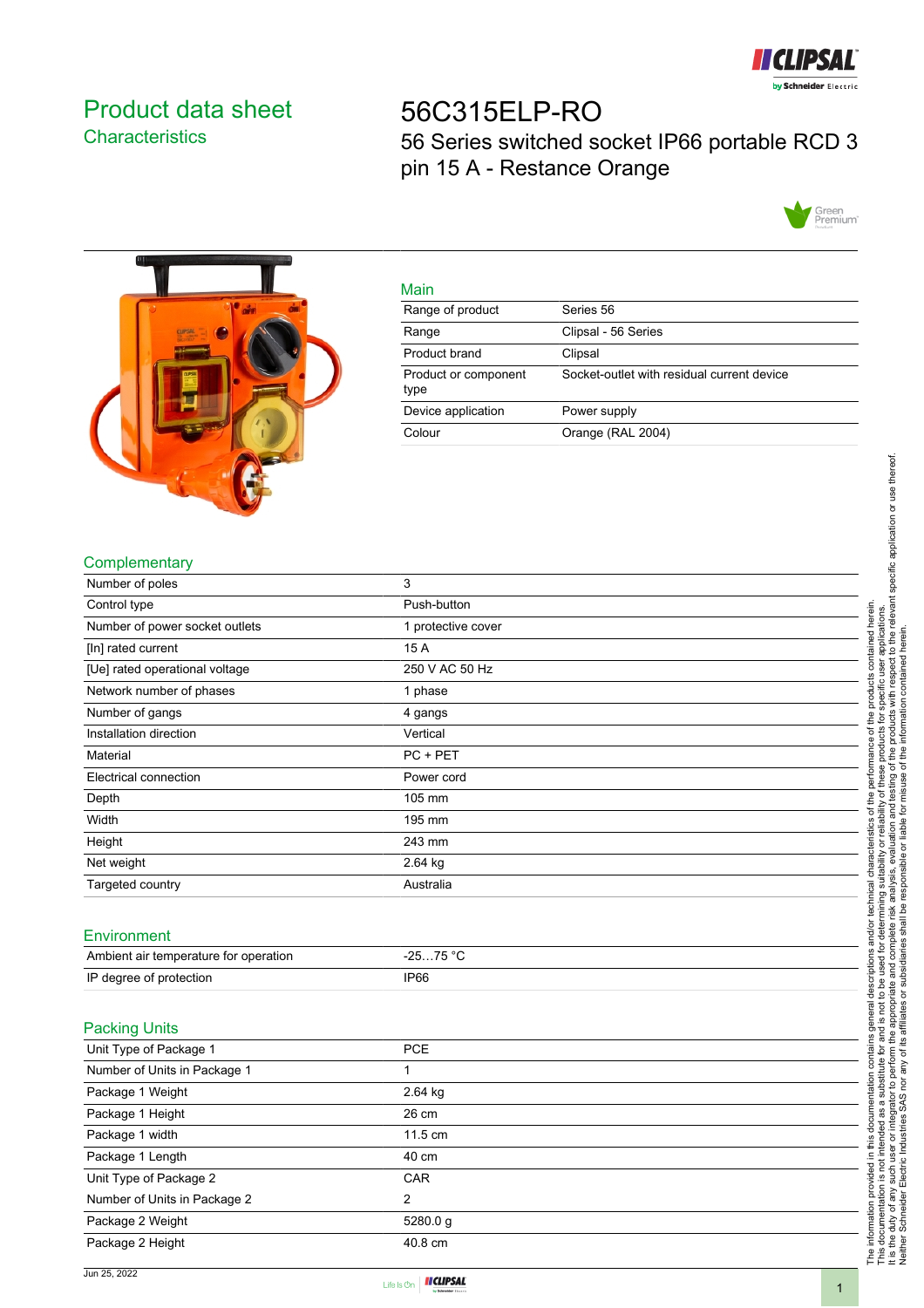# Product data sheet
## Characteristics

# 56C315ELP-RO
56 Series switched socket IP66 portable RCD 3 pin 15 A - Restance Orange

## Main

| | |
|---|---|
| Range of product | Series 56 |
| Range | Clipsal - 56 Series |
| Product brand | Clipsal |
| Product or component type | Socket-outlet with residual current device |
| Device application | Power supply |
| Colour | Orange (RAL 2004) |

## Complementary

| | |
|---|---|
| Number of poles | 3 |
| Control type | Push-button |
| Number of power socket outlets | 1 protective cover |
| [In] rated current | 15 A |
| [Ue] rated operational voltage | 250 V AC 50 Hz |
| Network number of phases | 1 phase |
| Number of gangs | 4 gangs |
| Installation direction | Vertical |
| Material | PC + PET |
| Electrical connection | Power cord |
| Depth | 105 mm |
| Width | 195 mm |
| Height | 243 mm |
| Net weight | 2.64 kg |
| Targeted country | Australia |

## Environment

| | |
|---|---|
| Ambient air temperature for operation | -25…75 °C |
| IP degree of protection | IP66 |

## Packing Units

| | |
|---|---|
| Unit Type of Package 1 | PCE |
| Number of Units in Package 1 | 1 |
| Package 1 Weight | 2.64 kg |
| Package 1 Height | 26 cm |
| Package 1 width | 11.5 cm |
| Package 1 Length | 40 cm |
| Unit Type of Package 2 | CAR |
| Number of Units in Package 2 | 2 |
| Package 2 Weight | 5280.0 g |
| Package 2 Height | 40.8 cm |

The information provided in this documentation contains general descriptions and/or technical characteristics of the performance of the products contained herein. This documentation is not intended as a substitute for and is not to be used for determining suitability or reliability of these products for specific user applications. It is the duty of any such user or integrator to perform the appropriate and complete risk analysis, evaluation and testing of the products with respect to the relevant specific application or use thereof. Neither Schneider Electric Industries SAS nor any of its affiliates or subsidiaries shall be responsible or liable for misuse of the information contained herein.

Jun 25, 2022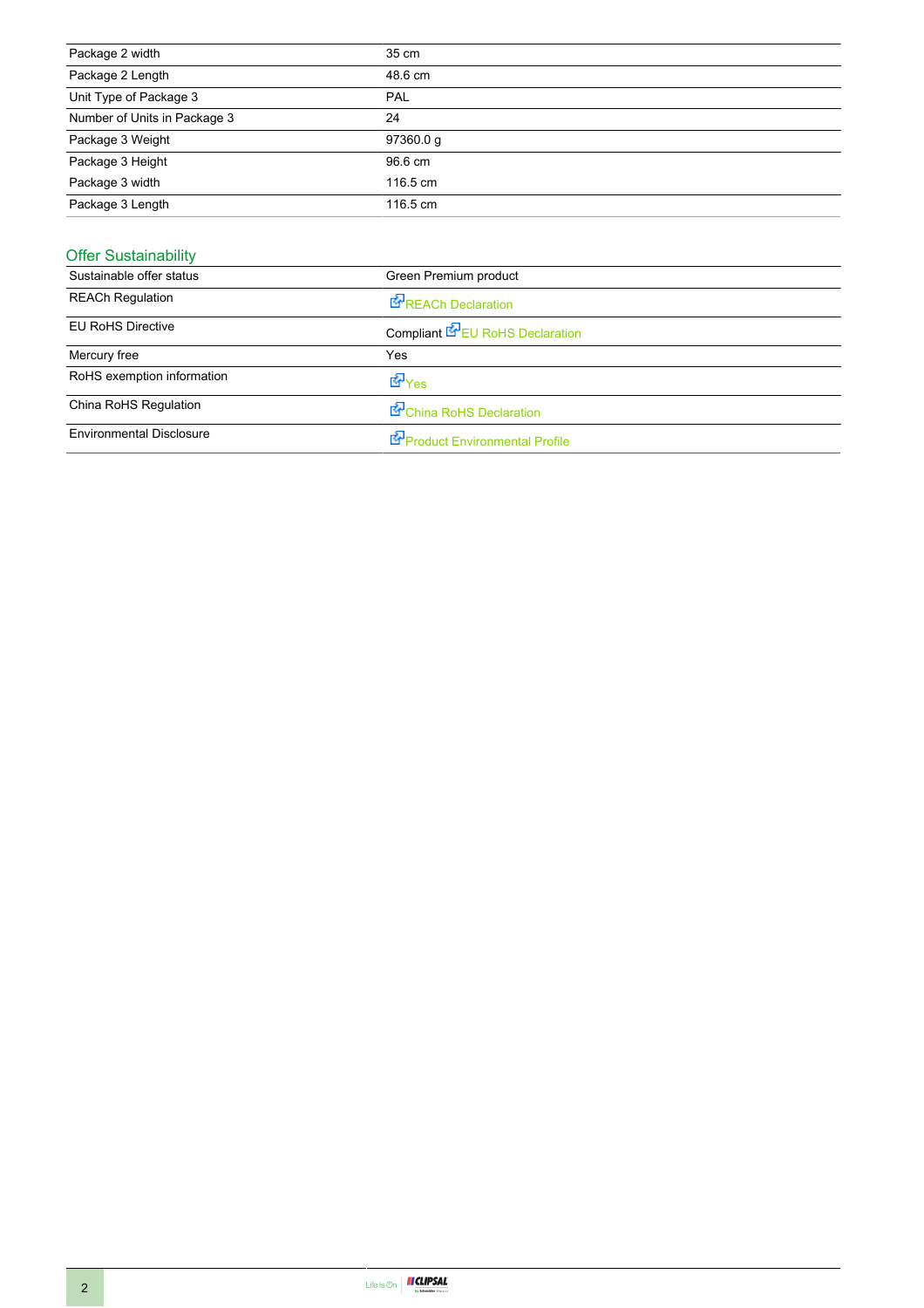| | |
|---|---|
| Package 2 width | 35 cm |
| Package 2 Length | 48.6 cm |
| Unit Type of Package 3 | PAL |
| Number of Units in Package 3 | 24 |
| Package 3 Weight | 97360.0 g |
| Package 3 Height | 96.6 cm |
| Package 3 width | 116.5 cm |
| Package 3 Length | 116.5 cm |

## Offer Sustainability

| | |
|---|---|
| Sustainable offer status | Green Premium product |
| REACh Regulation | REACh Declaration |
| EU RoHS Directive | Compliant EU RoHS Declaration |
| Mercury free | Yes |
| RoHS exemption information | Yes |
| China RoHS Regulation | China RoHS Declaration |
| Environmental Disclosure | Product Environmental Profile |